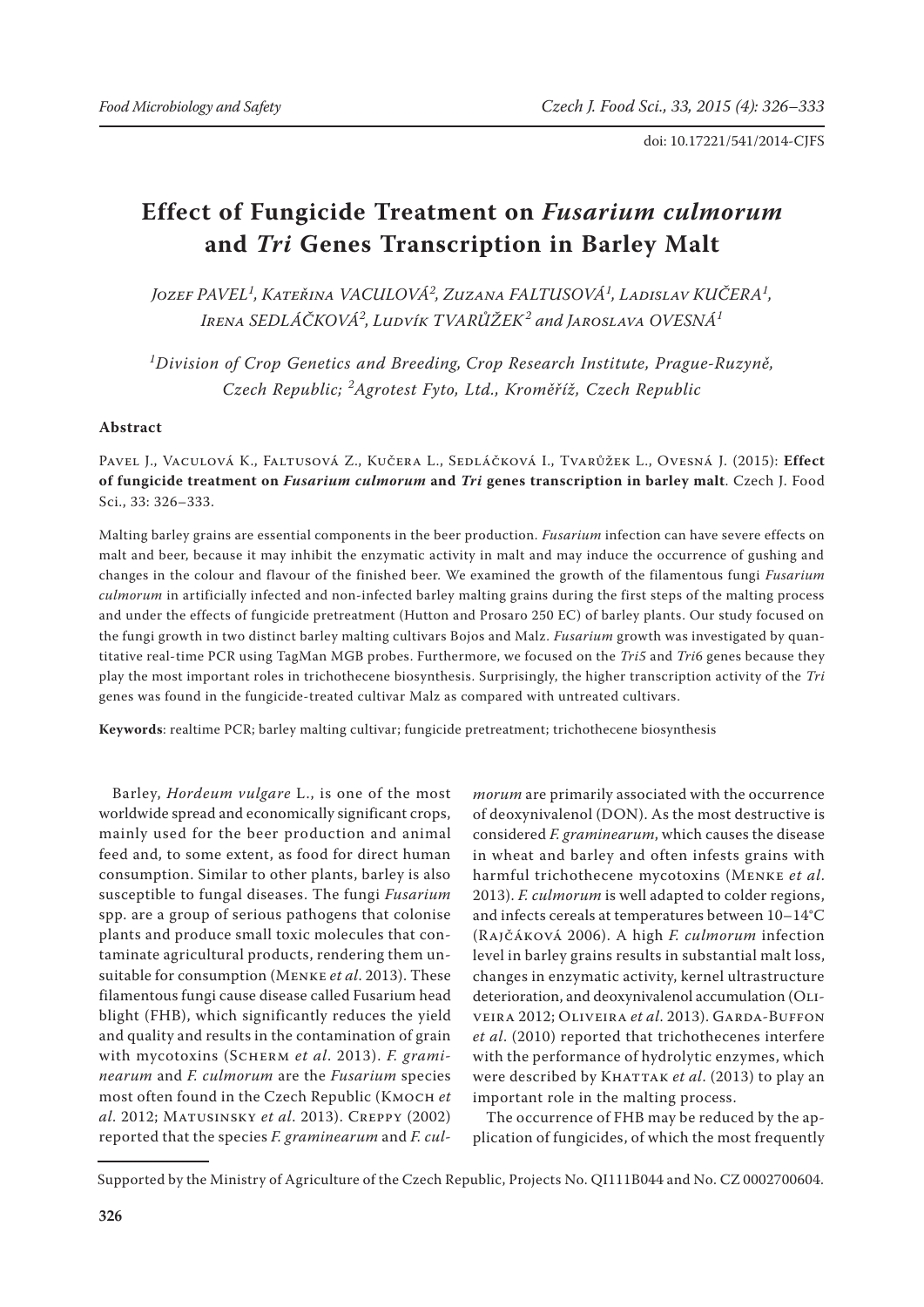doi: 10.17221/541/2014-CJFS

# Effect of Fungicide Treatment on *Fusarium culmorum* and *Tri* Genes Transcription in Barley Malt

*Jozef PAVEL[1], Kateřina VACULOVÁ[2], Zuzana FALTUSOVÁ[1], Ladislav KUČERA[1], Irena SEDLÁČKOVÁ[2], Ludvík TVARŮŽEK[2] and Jaroslava OVESNÁ[1]*

*[1]Division of Crop Genetics and Breeding, Crop Research Institute, Prague-Ruzyně, Czech Republic; [2]Agrotest Fyto, Ltd., Kroměříž, Czech Republic*

## Abstract

Pavel J., Vaculová K., Faltusová Z., Kučera L., Sedláčková I., Tvarůžek L., Ovesná J. (2015): **Effect of fungicide treatment on *Fusarium culmorum* and *Tri* genes transcription in barley malt**. Czech J. Food Sci., 33: 326–333.

Malting barley grains are essential components in the beer production. *Fusarium* infection can have severe effects on malt and beer, because it may inhibit the enzymatic activity in malt and may induce the occurrence of gushing and changes in the colour and flavour of the finished beer. We examined the growth of the filamentous fungi *Fusarium culmorum* in artificially infected and non-infected barley malting grains during the first steps of the malting process and under the effects of fungicide pretreatment (Hutton and Prosaro 250 EC) of barley plants. Our study focused on the fungi growth in two distinct barley malting cultivars Bojos and Malz. *Fusarium* growth was investigated by quantitative real-time PCR using TagMan MGB probes. Furthermore, we focused on the *Tri5* and *Tri6* genes because they play the most important roles in trichothecene biosynthesis. Surprisingly, the higher transcription activity of the *Tri* genes was found in the fungicide-treated cultivar Malz as compared with untreated cultivars.

**Keywords**: realtime PCR; barley malting cultivar; fungicide pretreatment; trichothecene biosynthesis

Barley, *Hordeum vulgare* L., is one of the most worldwide spread and economically significant crops, mainly used for the beer production and animal feed and, to some extent, as food for direct human consumption. Similar to other plants, barley is also susceptible to fungal diseases. The fungi *Fusarium* spp. are a group of serious pathogens that colonise plants and produce small toxic molecules that contaminate agricultural products, rendering them unsuitable for consumption (Menke *et al.* 2013). These filamentous fungi cause disease called Fusarium head blight (FHB), which significantly reduces the yield and quality and results in the contamination of grain with mycotoxins (Scherm *et al.* 2013). *F. graminearum* and *F. culmorum* are the *Fusarium* species most often found in the Czech Republic (Kmoch *et al.* 2012; Matusinsky *et al.* 2013). Creppy (2002) reported that the species *F. graminearum* and *F. culmorum* are primarily associated with the occurrence of deoxynivalenol (DON). As the most destructive is considered *F. graminearum*, which causes the disease in wheat and barley and often infests grains with harmful trichothecene mycotoxins (Menke *et al.* 2013). *F. culmorum* is well adapted to colder regions, and infects cereals at temperatures between 10–14°C (Rajčáková 2006). A high *F. culmorum* infection level in barley grains results in substantial malt loss, changes in enzymatic activity, kernel ultrastructure deterioration, and deoxynivalenol accumulation (Oliveira 2012; Oliveira *et al.* 2013). Garda-Buffon *et al.* (2010) reported that trichothecenes interfere with the performance of hydrolytic enzymes, which were described by Khattak *et al.* (2013) to play an important role in the malting process.

The occurrence of FHB may be reduced by the application of fungicides, of which the most frequently

Supported by the Ministry of Agriculture of the Czech Republic, Projects No. QI111B044 and No. CZ 0002700604.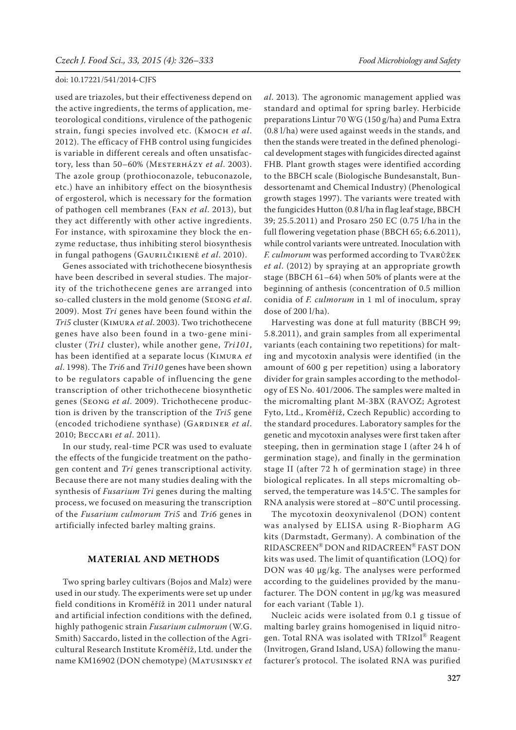used are triazoles, but their effectiveness depend on the active ingredients, the terms of application, meteorological conditions, virulence of the pathogenic strain, fungi species involved etc. (Kmoch *et al*. 2012). The efficacy of FHB control using fungicides is variable in different cereals and often unsatisfactory, less than 50–60% (Mesterházy *et al*. 2003). The azole group (prothioconazole, tebuconazole, etc.) have an inhibitory effect on the biosynthesis of ergosterol, which is necessary for the formation of pathogen cell membranes (Fan *et al*. 2013), but they act differently with other active ingredients. For instance, with spiroxamine they block the enzyme reductase, thus inhibiting sterol biosynthesis in fungal pathogens (Gaurilčikienė *et al*. 2010).

Genes associated with trichothecene biosynthesis have been described in several studies. The majority of the trichothecene genes are arranged into so-called clusters in the mold genome (Seong *et al*. 2009). Most *Tri* genes have been found within the *Tri5* cluster (Kimura *et al*. 2003). Two trichothecene genes have also been found in a two-gene minicluster (*Tri1* cluster), while another gene, *Tri101*, has been identified at a separate locus (Kimura *et al*. 1998). The *Tri6* and *Tri10* genes have been shown to be regulators capable of influencing the gene transcription of other trichothecene biosynthetic genes (Seong *et al*. 2009). Trichothecene production is driven by the transcription of the *Tri5* gene (encoded trichodiene synthase) (Gardiner *et al*. 2010; Beccari *et al*. 2011).

In our study, real-time PCR was used to evaluate the effects of the fungicide treatment on the pathogen content and *Tri* genes transcriptional activity. Because there are not many studies dealing with the synthesis of *Fusarium Tri* genes during the malting process, we focused on measuring the transcription of the *Fusarium culmorum Tri5* and *Tri6* genes in artificially infected barley malting grains.

## MATERIAL AND METHODS

Two spring barley cultivars (Bojos and Malz) were used in our study. The experiments were set up under field conditions in Kroměříž in 2011 under natural and artificial infection conditions with the defined, highly pathogenic strain *Fusarium culmorum* (W.G. Smith) Saccardo, listed in the collection of the Agricultural Research Institute Kroměříž, Ltd. under the name KM16902 (DON chemotype) (Matusinsky *et al*. 2013). The agronomic management applied was standard and optimal for spring barley. Herbicide preparations Lintur 70 WG (150 g/ha) and Puma Extra (0.8 l/ha) were used against weeds in the stands, and then the stands were treated in the defined phenological development stages with fungicides directed against FHB. Plant growth stages were identified according to the BBCH scale (Biologische Bundesanstalt, Bundessortenamt and Chemical Industry) (Phenological growth stages 1997). The variants were treated with the fungicides Hutton (0.8 l/ha in flag leaf stage, BBCH 39; 25.5.2011) and Prosaro 250 EC (0.75 l/ha in the full flowering vegetation phase (BBCH 65; 6.6.2011), while control variants were untreated. Inoculation with *F. culmorum* was performed according to Tvarůžek *et al*. (2012) by spraying at an appropriate growth stage (BBCH 61–64) when 50% of plants were at the beginning of anthesis (concentration of 0.5 million conidia of *F. culmorum* in 1 ml of inoculum, spray dose of 200 l/ha).

Harvesting was done at full maturity (BBCH 99; 5.8.2011), and grain samples from all experimental variants (each containing two repetitions) for malting and mycotoxin analysis were identified (in the amount of 600 g per repetition) using a laboratory divider for grain samples according to the methodology of ES No. 401/2006. The samples were malted in the micromalting plant M-3BX (RAVOZ; Agrotest Fyto, Ltd., Kroměříž, Czech Republic) according to the standard procedures. Laboratory samples for the genetic and mycotoxin analyses were first taken after steeping, then in germination stage I (after 24 h of germination stage), and finally in the germination stage II (after 72 h of germination stage) in three biological replicates. In all steps micromalting observed, the temperature was 14.5°C. The samples for RNA analysis were stored at –80°C until processing.

The mycotoxin deoxynivalenol (DON) content was analysed by ELISA using R-Biopharm AG kits (Darmstadt, Germany). A combination of the RIDASCREEN® DON and RIDACREEN® FAST DON kits was used. The limit of quantification (LOQ) for DON was 40 μg/kg. The analyses were performed according to the guidelines provided by the manufacturer. The DON content in μg/kg was measured for each variant (Table 1).

Nucleic acids were isolated from 0.1 g tissue of malting barley grains homogenised in liquid nitrogen. Total RNA was isolated with TRIzol® Reagent (Invitrogen, Grand Island, USA) following the manufacturer's protocol. The isolated RNA was purified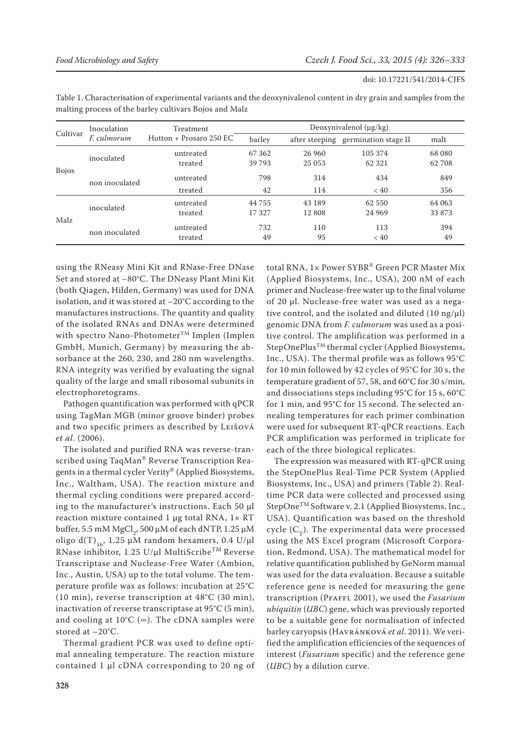Table 1. Characterisation of experimental variants and the deoxynivalenol content in dry grain and samples from the malting process of the barley cultivars Bojos and Malz

| Cultivar | Inoculation *F. culmorum* | Treatment Hutton + Prosaro 250 EC | Deoxynivalenol (μg/kg) | | | |
|---|---|---|---|---|---|---|
| | | | barley | after steeping | germination stage II | malt |
| Bojos | inoculated | untreated | 67 362 | 26 960 | 105 374 | 68 080 |
| | | treated | 39 793 | 25 053 | 62 321 | 62 708 |
| | non inoculated | untreated | 798 | 314 | 434 | 849 |
| | | treated | 42 | 114 | < 40 | 356 |
| Malz | inoculated | untreated | 44 755 | 43 189 | 62 550 | 64 063 |
| | | treated | 17 327 | 12 808 | 24 969 | 33 873 |
| | non inoculated | untreated | 732 | 110 | 113 | 394 |
| | | treated | 49 | 95 | < 40 | 49 |

using the RNeasy Mini Kit and RNase-Free DNase Set and stored at –80°C. The DNeasy Plant Mini Kit (both Qiagen, Hilden, Germany) was used for DNA isolation, and it was stored at –20°C according to the manufactures instructions. The quantity and quality of the isolated RNAs and DNAs were determined with spectro Nano-Photometer™ Implen (Implen GmbH, Munich, Germany) by measuring the absorbance at the 260, 230, and 280 nm wavelengths. RNA integrity was verified by evaluating the signal quality of the large and small ribosomal subunits in electrophoretograms.

Pathogen quantification was performed with qPCR using TagMan MGB (minor groove binder) probes and two specific primers as described by Leišová *et al*. (2006).

The isolated and purified RNA was reverse-transcribed using TaqMan® Reverse Transcription Reagents in a thermal cycler Verity® (Applied Biosystems, Inc., Waltham, USA). The reaction mixture and thermal cycling conditions were prepared according to the manufacturer's instructions. Each 50 μl reaction mixture contained 1 μg total RNA, 1× RT buffer, 5.5 mM $MgCl_2$, 500 μM of each dNTP, 1.25 μM oligo $d(T)_{16}$, 1.25 μM random hexamers, 0.4 U/μl RNase inhibitor, 1.25 U/μl MultiScribe™ Reverse Transcriptase and Nuclease-Free Water (Ambion, Inc., Austin, USA) up to the total volume. The temperature profile was as follows: incubation at 25°C (10 min), reverse transcription at 48°C (30 min), inactivation of reverse transcriptase at 95°C (5 min), and cooling at 10°C (∞). The cDNA samples were stored at –20°C.

Thermal gradient PCR was used to define optimal annealing temperature. The reaction mixture contained 1 μl cDNA corresponding to 20 ng of total RNA, 1× Power SYBR® Green PCR Master Mix (Applied Biosystems, Inc., USA), 200 nM of each primer and Nuclease-free water up to the final volume of 20 μl. Nuclease-free water was used as a negative control, and the isolated and diluted (10 ng/μl) genomic DNA from *F. culmorum* was used as a positive control. The amplification was performed in a StepOnePlus™ thermal cycler (Applied Biosystems, Inc., USA). The thermal profile was as follows 95°C for 10 min followed by 42 cycles of 95°C for 30 s, the temperature gradient of 57, 58, and 60°C for 30 s/min, and dissociations steps including 95°C for 15 s, 60°C for 1 min, and 95°C for 15 second. The selected annealing temperatures for each primer combination were used for subsequent RT-qPCR reactions. Each PCR amplification was performed in triplicate for each of the three biological replicates.

The expression was measured with RT-qPCR using the StepOnePlus Real-Time PCR System (Applied Biosystems, Inc., USA) and primers (Table 2). Real-time PCR data were collected and processed using StepOne™ Software v. 2.1 (Applied Biosystems, Inc., USA). Quantification was based on the threshold cycle ($C_T$). The experimental data were processed using the MS Excel program (Microsoft Corporation, Redmond, USA). The mathematical model for relative quantification published by GeNorm manual was used for the data evaluation. Because a suitable reference gene is needed for measuring the gene transcription (Pfaffl 2001), we used the *Fusarium ubiquitin* (*UBC*) gene, which was previously reported to be a suitable gene for normalisation of infected barley caryopsis (Havránková *et al*. 2011). We verified the amplification efficiencies of the sequences of interest (*Fusarium* specific) and the reference gene (*UBC*) by a dilution curve.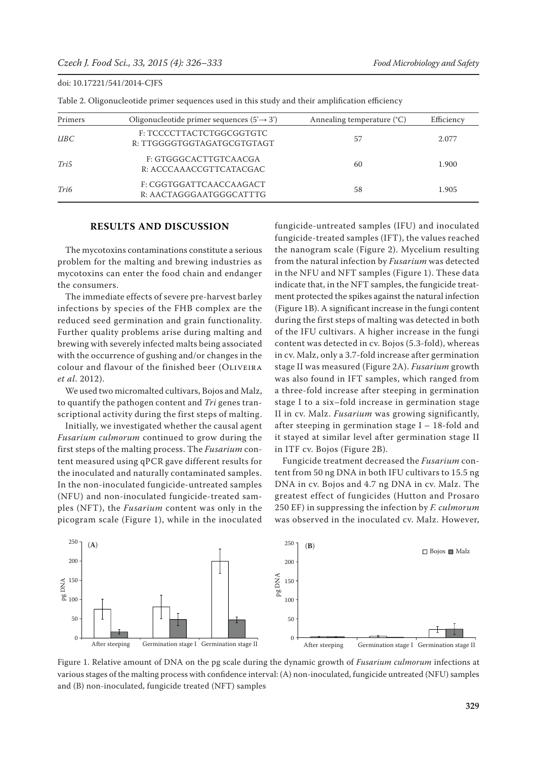Table 2. Oligonucleotide primer sequences used in this study and their amplification efficiency

| Primers | Oligonucleotide primer sequences (5'→ 3') | Annealing temperature (°C) | Efficiency |
|---|---|---|---|
| *UBC* | F: TCCCCTTACTCTGGCGGTGTC<br>R: TTGGGGTGGTAGATGCGTGTAGT | 57 | 2.077 |
| *Tri5* | F: GTGGGCACTTGTCAACGA<br>R: ACCCAAACCGTTCATACGAC | 60 | 1.900 |
| *Tri6* | F: CGGTGGATTCAACCAAGACT<br>R: AACTAGGGAATGGGCATTTG | 58 | 1.905 |

## RESULTS AND DISCUSSION

The mycotoxins contaminations constitute a serious problem for the malting and brewing industries as mycotoxins can enter the food chain and endanger the consumers.

The immediate effects of severe pre-harvest barley infections by species of the FHB complex are the reduced seed germination and grain functionality. Further quality problems arise during malting and brewing with severely infected malts being associated with the occurrence of gushing and/or changes in the colour and flavour of the finished beer (Oliveira *et al*. 2012).

We used two micromalted cultivars, Bojos and Malz, to quantify the pathogen content and *Tri* genes transcriptional activity during the first steps of malting.

Initially, we investigated whether the causal agent *Fusarium culmorum* continued to grow during the first steps of the malting process. The *Fusarium* content measured using qPCR gave different results for the inoculated and naturally contaminated samples. In the non-inoculated fungicide-untreated samples (NFU) and non-inoculated fungicide-treated samples (NFT), the *Fusarium* content was only in the picogram scale (Figure 1), while in the inoculated fungicide-untreated samples (IFU) and inoculated fungicide-treated samples (IFT), the values reached the nanogram scale (Figure 2). Mycelium resulting from the natural infection by *Fusarium* was detected in the NFU and NFT samples (Figure 1). These data indicate that, in the NFT samples, the fungicide treatment protected the spikes against the natural infection (Figure 1B). A significant increase in the fungi content during the first steps of malting was detected in both of the IFU cultivars. A higher increase in the fungi content was detected in cv. Bojos (5.3-fold), whereas in cv. Malz, only a 3.7-fold increase after germination stage II was measured (Figure 2A). *Fusarium* growth was also found in IFT samples, which ranged from a three-fold increase after steeping in germination stage I to a six–fold increase in germination stage II in cv. Malz. *Fusarium* was growing significantly, after steeping in germination stage I – 18-fold and it stayed at similar level after germination stage II in ITF cv. Bojos (Figure 2B).

Fungicide treatment decreased the *Fusarium* content from 50 ng DNA in both IFU cultivars to 15.5 ng DNA in cv. Bojos and 4.7 ng DNA in cv. Malz. The greatest effect of fungicides (Hutton and Prosaro 250 EF) in suppressing the infection by *F. culmorum* was observed in the inoculated cv. Malz. However,

Figure 1. Relative amount of DNA on the pg scale during the dynamic growth of *Fusarium culmorum* infections at various stages of the malting process with confidence interval: (A) non-inoculated, fungicide untreated (NFU) samples and (B) non-inoculated, fungicide treated (NFT) samples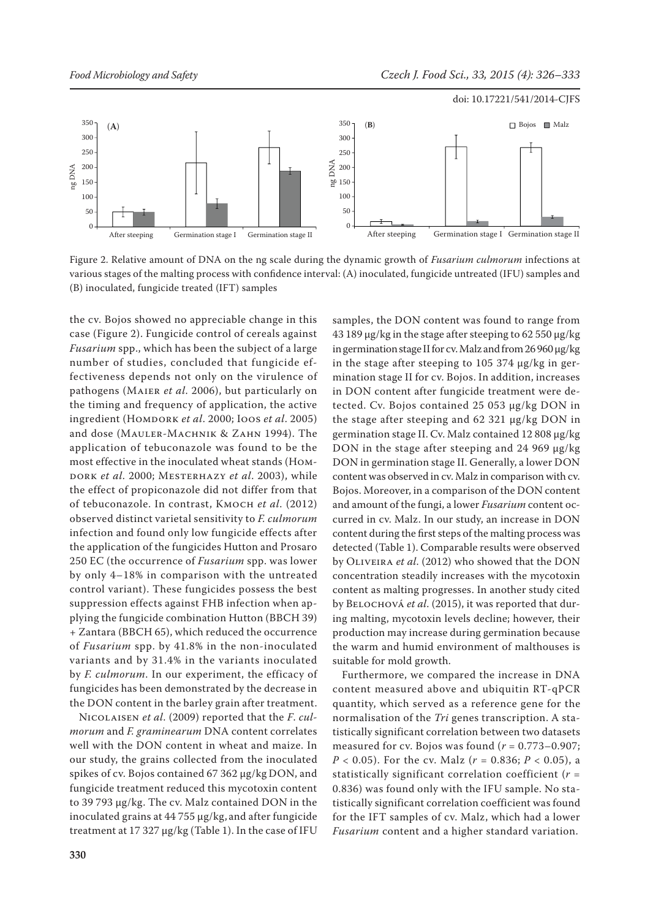Figure 2. Relative amount of DNA on the ng scale during the dynamic growth of *Fusarium culmorum* infections at various stages of the malting process with confidence interval: (A) inoculated, fungicide untreated (IFU) samples and (B) inoculated, fungicide treated (IFT) samples

the cv. Bojos showed no appreciable change in this case (Figure 2). Fungicide control of cereals against *Fusarium* spp., which has been the subject of a large number of studies, concluded that fungicide effectiveness depends not only on the virulence of pathogens (Maier *et al*. 2006), but particularly on the timing and frequency of application, the active ingredient (Homdork *et al*. 2000; Ioos *et al*. 2005) and dose (Mauler-Machnik & Zahn 1994). The application of tebuconazole was found to be the most effective in the inoculated wheat stands (Homdork *et al*. 2000; Mesterhazy *et al*. 2003), while the effect of propiconazole did not differ from that of tebuconazole. In contrast, Kmoch *et al*. (2012) observed distinct varietal sensitivity to *F. culmorum* infection and found only low fungicide effects after the application of the fungicides Hutton and Prosaro 250 EC (the occurrence of *Fusarium* spp. was lower by only 4–18% in comparison with the untreated control variant). These fungicides possess the best suppression effects against FHB infection when applying the fungicide combination Hutton (BBCH 39) + Zantara (BBCH 65), which reduced the occurrence of *Fusarium* spp. by 41.8% in the non-inoculated variants and by 31.4% in the variants inoculated by *F. culmorum*. In our experiment, the efficacy of fungicides has been demonstrated by the decrease in the DON content in the barley grain after treatment.

Nicolaisen *et al*. (2009) reported that the *F. culmorum* and *F. graminearum* DNA content correlates well with the DON content in wheat and maize. In our study, the grains collected from the inoculated spikes of cv. Bojos contained 67 362 μg/kg DON, and fungicide treatment reduced this mycotoxin content to 39 793 μg/kg. The cv. Malz contained DON in the inoculated grains at 44 755 μg/kg, and after fungicide treatment at 17 327 μg/kg (Table 1). In the case of IFU samples, the DON content was found to range from 43 189 μg/kg in the stage after steeping to 62 550 μg/kg in germination stage II for cv. Malz and from 26 960 μg/kg in the stage after steeping to 105 374 μg/kg in germination stage II for cv. Bojos. In addition, increases in DON content after fungicide treatment were detected. Cv. Bojos contained 25 053 μg/kg DON in the stage after steeping and 62 321 μg/kg DON in germination stage II. Cv. Malz contained 12 808 μg/kg DON in the stage after steeping and 24 969 μg/kg DON in germination stage II. Generally, a lower DON content was observed in cv. Malz in comparison with cv. Bojos. Moreover, in a comparison of the DON content and amount of the fungi, a lower *Fusarium* content occurred in cv. Malz. In our study, an increase in DON content during the first steps of the malting process was detected (Table 1). Comparable results were observed by Oliveira *et al*. (2012) who showed that the DON concentration steadily increases with the mycotoxin content as malting progresses. In another study cited by Belochová *et al*. (2015), it was reported that during malting, mycotoxin levels decline; however, their production may increase during germination because the warm and humid environment of malthouses is suitable for mold growth.

Furthermore, we compared the increase in DNA content measured above and ubiquitin RT-qPCR quantity, which served as a reference gene for the normalisation of the *Tri* genes transcription. A statistically significant correlation between two datasets measured for cv. Bojos was found ($r = 0.773–0.907$; $P < 0.05$). For the cv. Malz ($r = 0.836$; $P < 0.05$), a statistically significant correlation coefficient ($r = 0.836$) was found only with the IFU sample. No statistically significant correlation coefficient was found for the IFT samples of cv. Malz, which had a lower *Fusarium* content and a higher standard variation.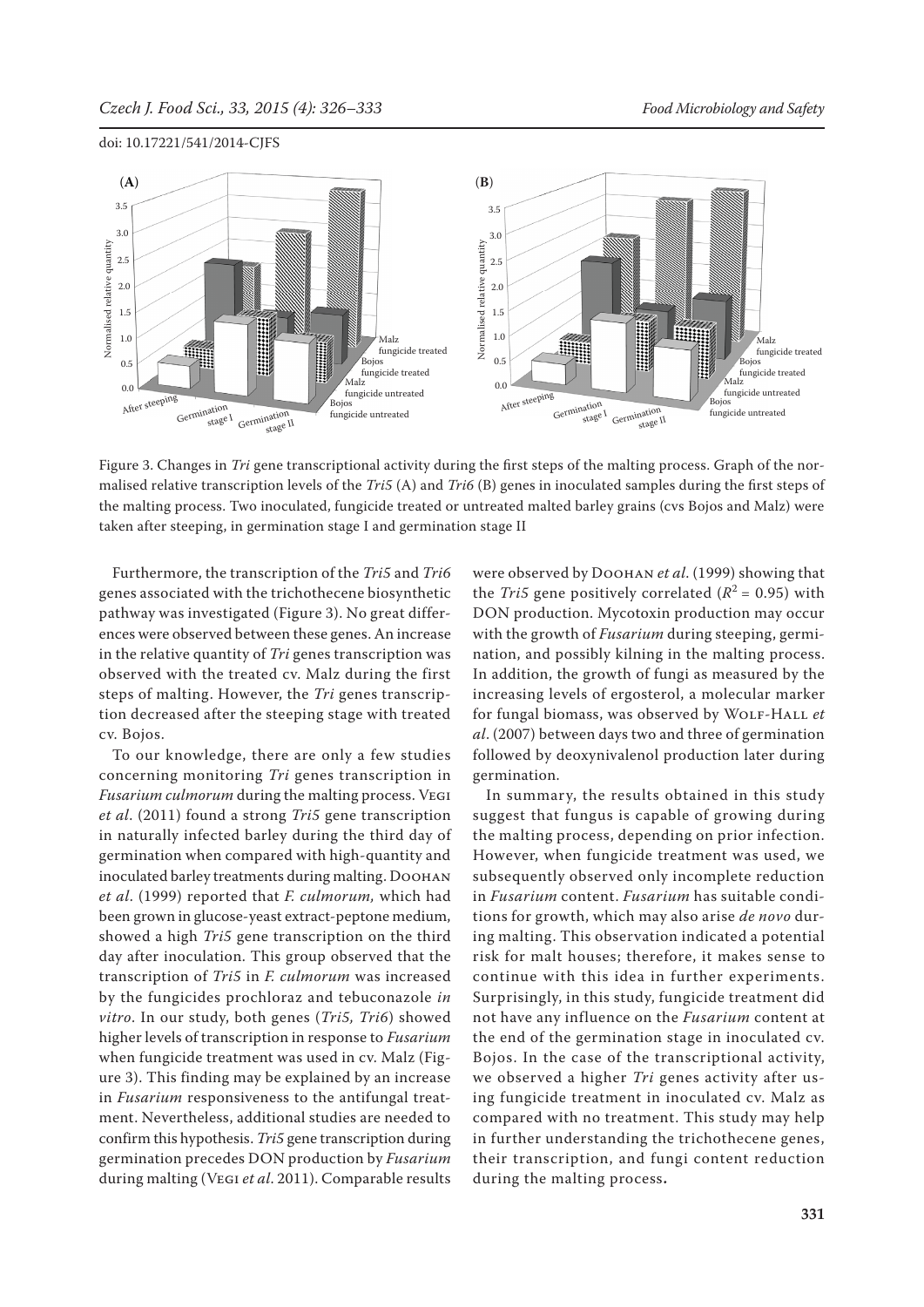Figure 3. Changes in *Tri* gene transcriptional activity during the first steps of the malting process. Graph of the normalised relative transcription levels of the *Tri5* (A) and *Tri6* (B) genes in inoculated samples during the first steps of the malting process. Two inoculated, fungicide treated or untreated malted barley grains (cvs Bojos and Malz) were taken after steeping, in germination stage I and germination stage II

Furthermore, the transcription of the *Tri5* and *Tri6* genes associated with the trichothecene biosynthetic pathway was investigated (Figure 3). No great differences were observed between these genes. An increase in the relative quantity of *Tri* genes transcription was observed with the treated cv. Malz during the first steps of malting. However, the *Tri* genes transcription decreased after the steeping stage with treated cv. Bojos.

To our knowledge, there are only a few studies concerning monitoring *Tri* genes transcription in *Fusarium culmorum* during the malting process. Vegi *et al*. (2011) found a strong *Tri5* gene transcription in naturally infected barley during the third day of germination when compared with high-quantity and inoculated barley treatments during malting. Doohan *et al*. (1999) reported that *F. culmorum,* which had been grown in glucose-yeast extract-peptone medium, showed a high *Tri5* gene transcription on the third day after inoculation. This group observed that the transcription of *Tri5* in *F. culmorum* was increased by the fungicides prochloraz and tebuconazole *in vitro*. In our study, both genes (*Tri5, Tri6*) showed higher levels of transcription in response to *Fusarium* when fungicide treatment was used in cv. Malz (Figure 3). This finding may be explained by an increase in *Fusarium* responsiveness to the antifungal treatment. Nevertheless, additional studies are needed to confirm this hypothesis. *Tri5* gene transcription during germination precedes DON production by *Fusarium* during malting (Vegi *et al*. 2011). Comparable results were observed by Doohan *et al*. (1999) showing that the *Tri5* gene positively correlated ($R^2 = 0.95$) with DON production. Mycotoxin production may occur with the growth of *Fusarium* during steeping, germination, and possibly kilning in the malting process. In addition, the growth of fungi as measured by the increasing levels of ergosterol, a molecular marker for fungal biomass, was observed by Wolf-Hall *et al*. (2007) between days two and three of germination followed by deoxynivalenol production later during germination.

In summary, the results obtained in this study suggest that fungus is capable of growing during the malting process, depending on prior infection. However, when fungicide treatment was used, we subsequently observed only incomplete reduction in *Fusarium* content. *Fusarium* has suitable conditions for growth, which may also arise *de novo* during malting. This observation indicated a potential risk for malt houses; therefore, it makes sense to continue with this idea in further experiments. Surprisingly, in this study, fungicide treatment did not have any influence on the *Fusarium* content at the end of the germination stage in inoculated cv. Bojos. In the case of the transcriptional activity, we observed a higher *Tri* genes activity after using fungicide treatment in inoculated cv. Malz as compared with no treatment. This study may help in further understanding the trichothecene genes, their transcription, and fungi content reduction during the malting process**.**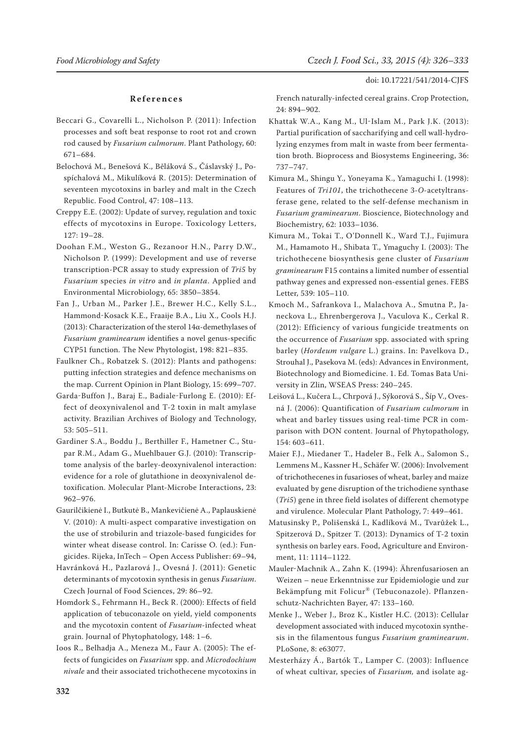## References

Beccari G., Covarelli L., Nicholson P. (2011): Infection processes and soft beat response to root rot and crown rod caused by *Fusarium culmorum*. Plant Pathology, 60: 671–684.

Belochová M., Benešová K., Běláková S., Čáslavský J., Pospíchalová M., Mikulíková R. (2015): Determination of seventeen mycotoxins in barley and malt in the Czech Republic. Food Control, 47: 108–113.

Creppy E.E. (2002): Update of survey, regulation and toxic effects of mycotoxins in Europe. Toxicology Letters, 127: 19–28.

Doohan F.M., Weston G., Rezanoor H.N., Parry D.W., Nicholson P. (1999): Development and use of reverse transcription-PCR assay to study expression of *Tri5* by *Fusarium* species *in vitro* and *in planta*. Applied and Environmental Microbiology, 65: 3850–3854.

Fan J., Urban M., Parker J.E., Brewer H.C., Kelly S.L., Hammond-Kosack K.E., Fraaije B.A., Liu X., Cools H.J. (2013): Characterization of the sterol 14α-demethylases of *Fusarium graminearum* identifies a novel genus-specific CYP51 function. The New Phytologist, 198: 821–835.

Faulkner Ch., Robatzek S. (2012): Plants and pathogens: putting infection strategies and defence mechanisms on the map. Current Opinion in Plant Biology, 15: 699–707.

Garda-Buffon J., Baraj E., Badiale-Furlong E. (2010): Effect of deoxynivalenol and T-2 toxin in malt amylase activity. Brazilian Archives of Biology and Technology, 53: 505–511.

Gardiner S.A., Boddu J., Berthiller F., Hametner C., Stupar R.M., Adam G., Muehlbauer G.J. (2010): Transcriptome analysis of the barley-deoxynivalenol interaction: evidence for a role of glutathione in deoxynivalenol detoxification. Molecular Plant-Microbe Interactions, 23: 962–976.

Gaurilčikienė I., Butkutė B., Mankevičienė A., Paplauskienė V. (2010): A multi-aspect comparative investigation on the use of strobilurin and triazole-based fungicides for winter wheat disease control. In: Carisse O. (ed.): Fungicides. Rijeka, InTech – Open Access Publisher: 69–94,

Havránková H., Pazlarová J., Ovesná J. (2011): Genetic determinants of mycotoxin synthesis in genus *Fusarium*. Czech Journal of Food Sciences, 29: 86–92.

Homdork S., Fehrmann H., Beck R. (2000): Effects of field application of tebuconazole on yield, yield components and the mycotoxin content of *Fusarium*-infected wheat grain. Journal of Phytophatology, 148: 1–6.

Ioos R., Belhadja A., Meneza M., Faur A. (2005): The effects of fungicides on *Fusarium* spp. and *Microdochium nivale* and their associated trichothecene mycotoxins in French naturally-infected cereal grains. Crop Protection, 24: 894–902.

Khattak W.A., Kang M., Ul-Islam M., Park J.K. (2013): Partial purification of saccharifying and cell wall-hydrolyzing enzymes from malt in waste from beer fermentation broth. Bioprocess and Biosystems Engineering, 36: 737–747.

Kimura M., Shingu Y., Yoneyama K., Yamaguchi I. (1998): Features of *Tri101*, the trichothecene 3-*O*-acetyltransferase gene, related to the self-defense mechanism in *Fusarium graminearum*. Bioscience, Biotechnology and Biochemistry, 62: 1033–1036.

Kimura M., Tokai T., O'Donnell K., Ward T.J., Fujimura M., Hamamoto H., Shibata T., Ymaguchy I. (2003): The trichothecene biosynthesis gene cluster of *Fusarium graminearum* F15 contains a limited number of essential pathway genes and expressed non-essential genes. FEBS Letter, 539: 105–110.

Kmoch M., Safrankova I., Malachova A., Smutna P., Janeckova L., Ehrenbergerova J., Vaculova K., Cerkal R. (2012): Efficiency of various fungicide treatments on the occurrence of *Fusarium* spp. associated with spring barley (*Hordeum vulgare* L.) grains. In: Pavelkova D., Strouhal J., Pasekova M. (eds): Advances in Environment, Biotechnology and Biomedicine. 1. Ed. Tomas Bata University in Zlin, WSEAS Press: 240–245.

Leišová L., Kučera L., Chrpová J., Sýkorová S., Šíp V., Ovesná J. (2006): Quantification of *Fusarium culmorum* in wheat and barley tissues using real-time PCR in comparison with DON content. Journal of Phytopathology, 154: 603–611.

Maier F.J., Miedaner T., Hadeler B., Felk A., Salomon S., Lemmens M., Kassner H., Schäfer W. (2006): Involvement of trichothecenes in fusarioses of wheat, barley and maize evaluated by gene disruption of the trichodiene synthase (*Tri5*) gene in three field isolates of different chemotype and virulence. Molecular Plant Pathology, 7: 449–461.

Matusinsky P., Polišenská I., Kadlíková M., Tvarůžek L., Spitzerová D., Spitzer T. (2013): Dynamics of T-2 toxin synthesis on barley ears. Food, Agriculture and Environment, 11: 1114–1122.

Mauler-Machnik A., Zahn K. (1994): Ährenfusariosen an Weizen – neue Erkenntnisse zur Epidemiologie und zur Bekämpfung mit Folicur® (Tebuconazole). Pflanzenschutz-Nachrichten Bayer, 47: 133–160.

Menke J., Weber J., Broz K., Kistler H.C. (2013): Cellular development associated with induced mycotoxin synthesis in the filamentous fungus *Fusarium graminearum*. PLoSone, 8: e63077.

Mesterházy Á., Bartók T., Lamper C. (2003): Influence of wheat cultivar, species of *Fusarium*, and isolate ag-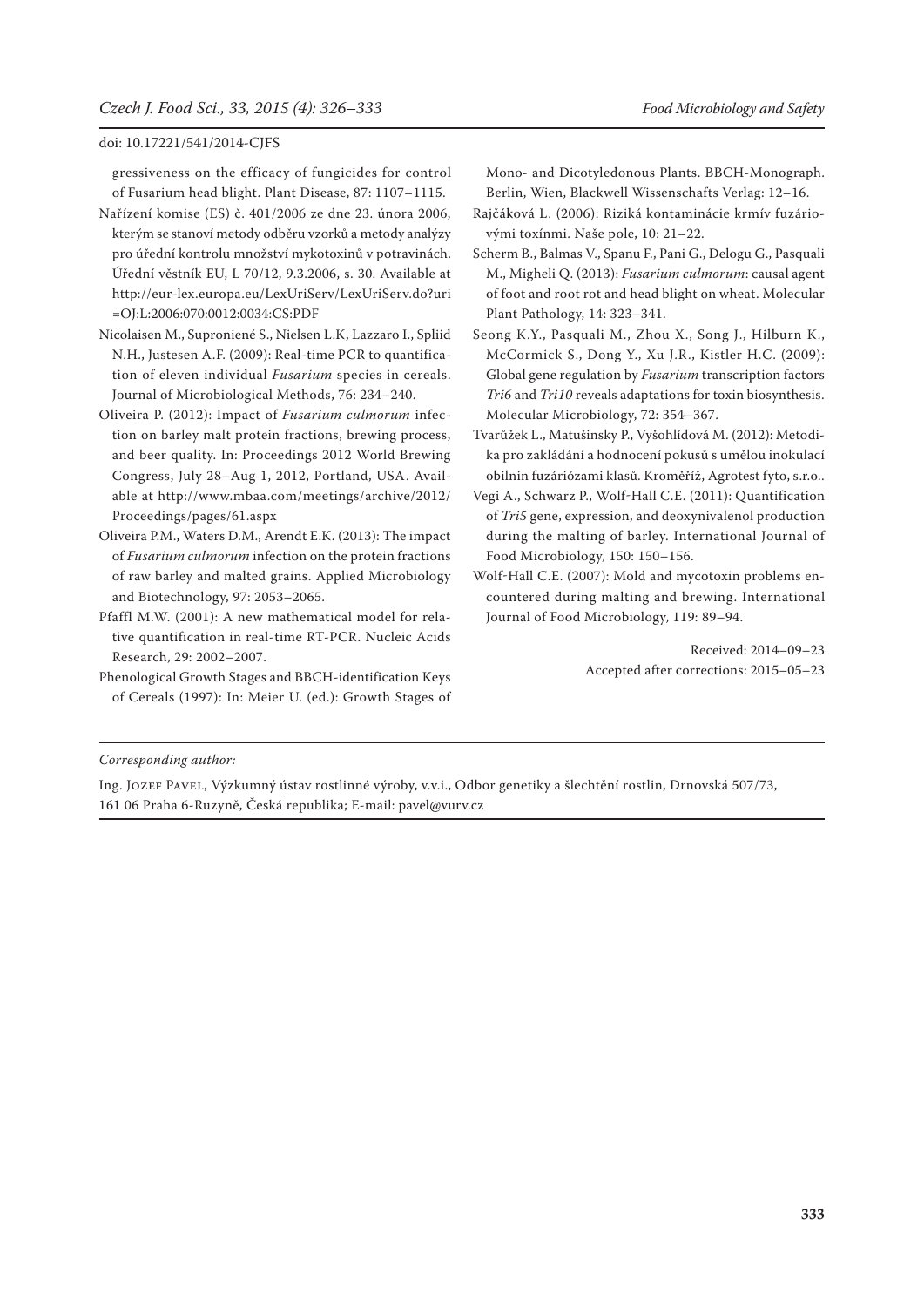gressiveness on the efficacy of fungicides for control of Fusarium head blight. Plant Disease, 87: 1107–1115.

Nařízení komise (ES) č. 401/2006 ze dne 23. února 2006, kterým se stanoví metody odběru vzorků a metody analýzy pro úřední kontrolu množství mykotoxinů v potravinách. Úřední věstník EU, L 70/12, 9.3.2006, s. 30. Available at http://eur-lex.europa.eu/LexUriServ/LexUriServ.do?uri=OJ:L:2006:070:0012:0034:CS:PDF

Nicolaisen M., Suproniené S., Nielsen L.K, Lazzaro I., Spliid N.H., Justesen A.F. (2009): Real-time PCR to quantification of eleven individual *Fusarium* species in cereals. Journal of Microbiological Methods, 76: 234–240.

Oliveira P. (2012): Impact of *Fusarium culmorum* infection on barley malt protein fractions, brewing process, and beer quality. In: Proceedings 2012 World Brewing Congress, July 28–Aug 1, 2012, Portland, USA. Available at http://www.mbaa.com/meetings/archive/2012/Proceedings/pages/61.aspx

Oliveira P.M., Waters D.M., Arendt E.K. (2013): The impact of *Fusarium culmorum* infection on the protein fractions of raw barley and malted grains. Applied Microbiology and Biotechnology, 97: 2053–2065.

Pfaffl M.W. (2001): A new mathematical model for relative quantification in real-time RT-PCR. Nucleic Acids Research, 29: 2002–2007.

Phenological Growth Stages and BBCH-identification Keys of Cereals (1997): In: Meier U. (ed.): Growth Stages of Mono- and Dicotyledonous Plants. BBCH-Monograph. Berlin, Wien, Blackwell Wissenschafts Verlag: 12–16.

Rajčáková L. (2006): Riziká kontaminácie krmív fuzáriovými toxínmi. Naše pole, 10: 21–22.

Scherm B., Balmas V., Spanu F., Pani G., Delogu G., Pasquali M., Migheli Q. (2013): *Fusarium culmorum*: causal agent of foot and root rot and head blight on wheat. Molecular Plant Pathology, 14: 323–341.

Seong K.Y., Pasquali M., Zhou X., Song J., Hilburn K., McCormick S., Dong Y., Xu J.R., Kistler H.C. (2009): Global gene regulation by *Fusarium* transcription factors *Tri6* and *Tri10* reveals adaptations for toxin biosynthesis. Molecular Microbiology, 72: 354–367.

Tvarůžek L., Matušinsky P., Vyšohlídová M. (2012): Metodika pro zakládání a hodnocení pokusů s umělou inokulací obilnin fuzáriózami klasů. Kroměříž, Agrotest fyto, s.r.o..

Vegi A., Schwarz P., Wolf-Hall C.E. (2011): Quantification of *Tri5* gene, expression, and deoxynivalenol production during the malting of barley. International Journal of Food Microbiology, 150: 150–156.

Wolf-Hall C.E. (2007): Mold and mycotoxin problems encountered during malting and brewing. International Journal of Food Microbiology, 119: 89–94.

Received: 2014–09–23
Accepted after corrections: 2015–05–23

*Corresponding author:*

Ing. Jozef Pavel, Výzkumný ústav rostlinné výroby, v.v.i., Odbor genetiky a šlechtění rostlin, Drnovská 507/73, 161 06 Praha 6-Ruzyně, Česká republika; E-mail: pavel@vurv.cz